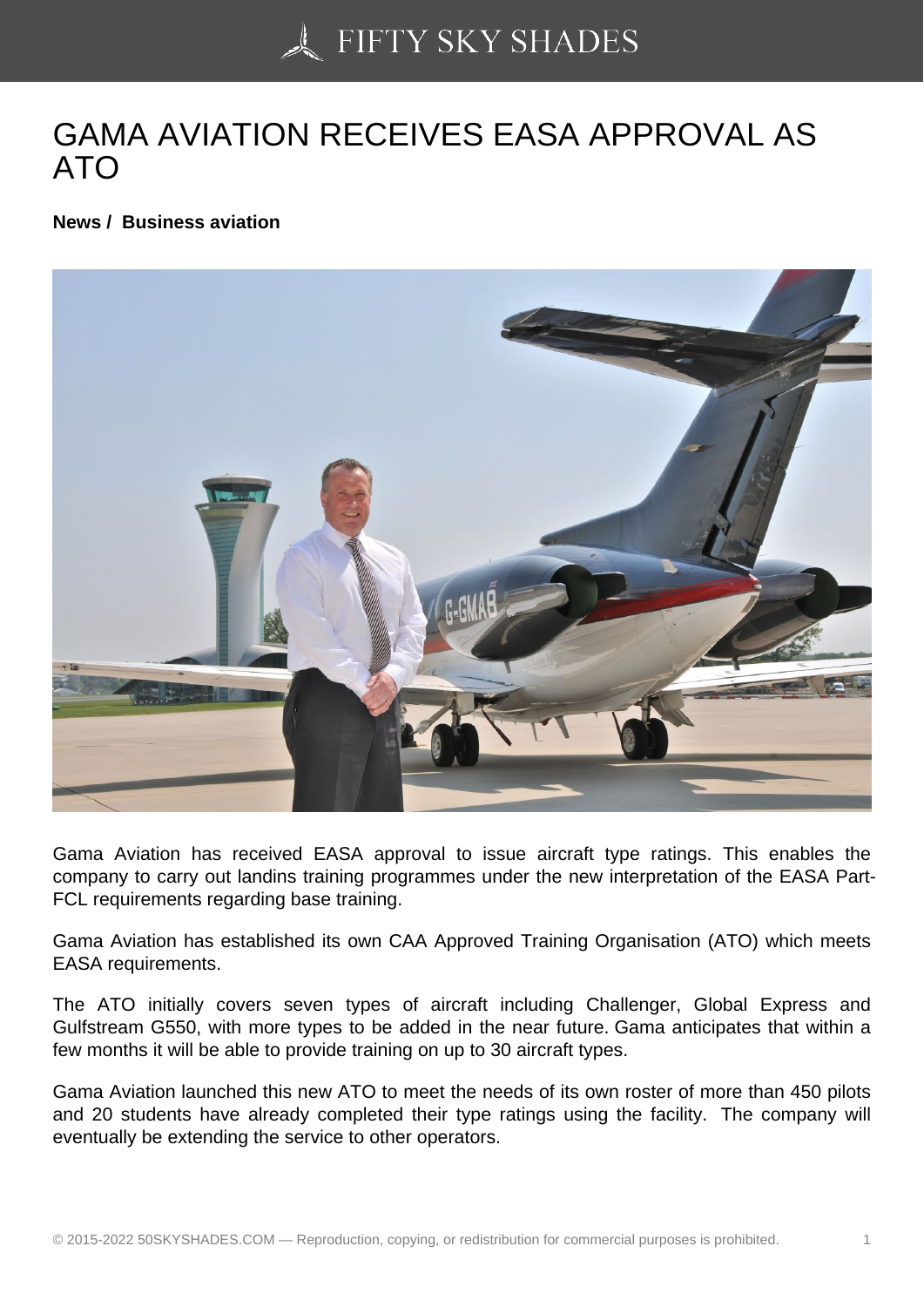# GAMA AVIATION RECEIVES EASA APPROVAL AS ATO

**News / Business aviation**

Gama Aviation has received EASA approval to issue aircraft type ratings. This enables the company to carry out landins training programmes under the new interpretation of the EASA Part-FCL requirements regarding base training.

Gama Aviation has established its own CAA Approved Training Organisation (ATO) which meets EASA requirements.

The ATO initially covers seven types of aircraft including Challenger, Global Express and Gulfstream G550, with more types to be added in the near future. Gama anticipates that within a few months it will be able to provide training on up to 30 aircraft types.

Gama Aviation launched this new ATO to meet the needs of its own roster of more than 450 pilots and 20 students have already completed their type ratings using the facility. The company will eventually be extending the service to other operators.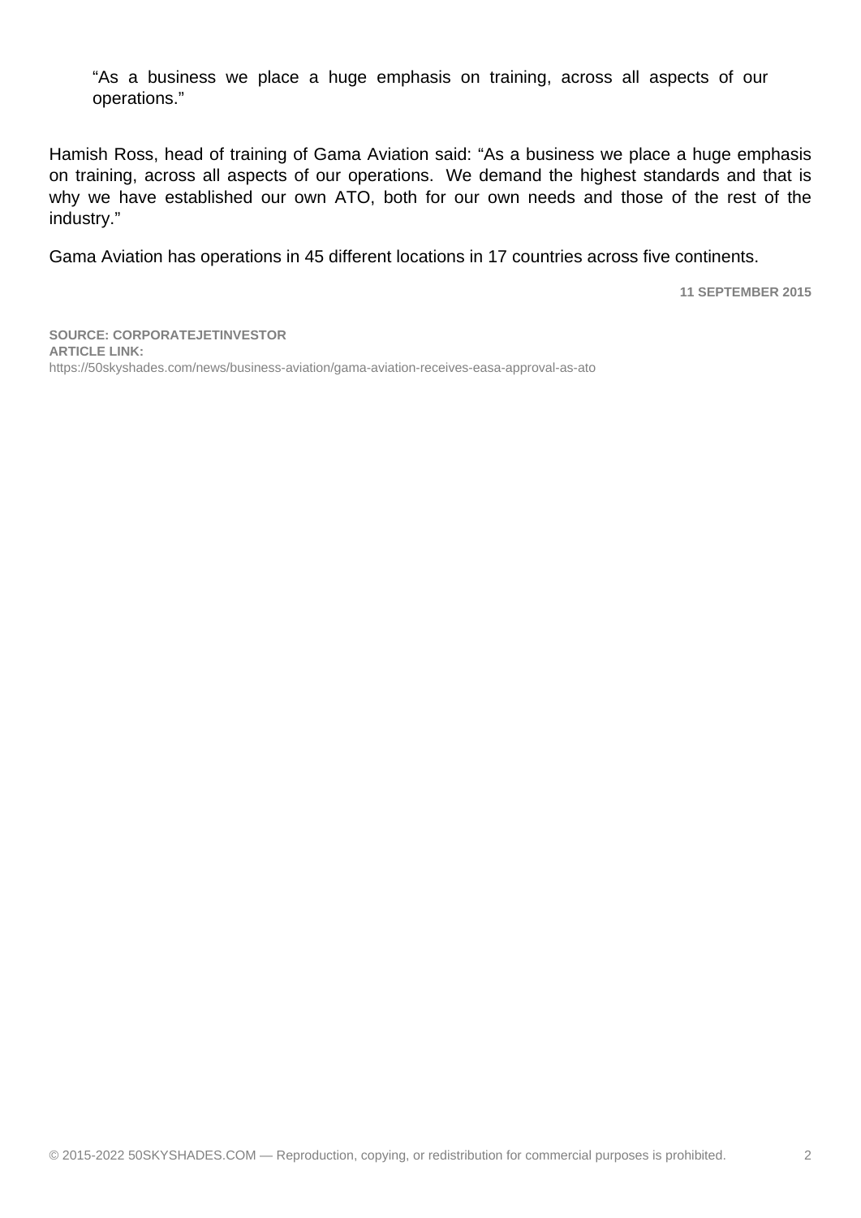> “As a business we place a huge emphasis on training, across all aspects of our operations.”

Hamish Ross, head of training of Gama Aviation said: “As a business we place a huge emphasis on training, across all aspects of our operations. We demand the highest standards and that is why we have established our own ATO, both for our own needs and those of the rest of the industry.”

Gama Aviation has operations in 45 different locations in 17 countries across five continents.

**11 SEPTEMBER 2015**

**SOURCE: CORPORATEJETINVESTOR**
**ARTICLE LINK:**
https://50skyshades.com/news/business-aviation/gama-aviation-receives-easa-approval-as-ato